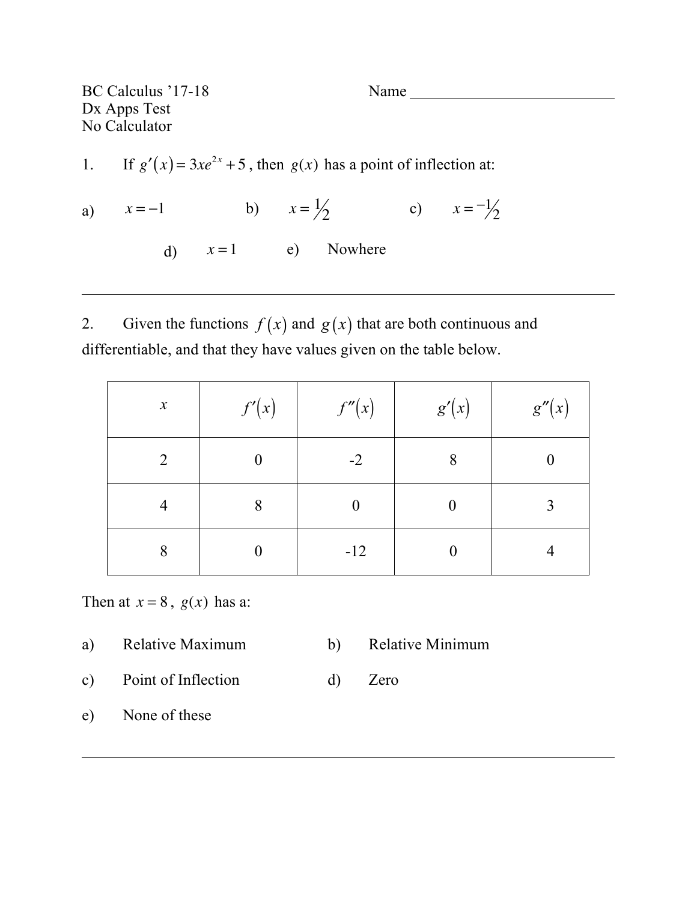BC Calculus ’17-18
Dx Apps Test
No Calculator

Name ___________________________

1. If $g'(x) = 3xe^{2x} + 5$, then $g(x)$ has a point of inflection at:

a) $x = -1$ b) $x = \frac{1}{2}$ c) $x = -\frac{1}{2}$

d) $x = 1$ e) Nowhere

---

2. Given the functions $f(x)$ and $g(x)$ that are both continuous and differentiable, and that they have values given on the table below.

| $x$ | $f'(x)$ | $f''(x)$ | $g'(x)$ | $g''(x)$ |
|---|---|---|---|---|
| 2 | 0 | -2 | 8 | 0 |
| 4 | 8 | 0 | 0 | 3 |
| 8 | 0 | -12 | 0 | 4 |

Then at $x = 8$, $g(x)$ has a:

a) Relative Maximum b) Relative Minimum

c) Point of Inflection d) Zero

e) None of these

---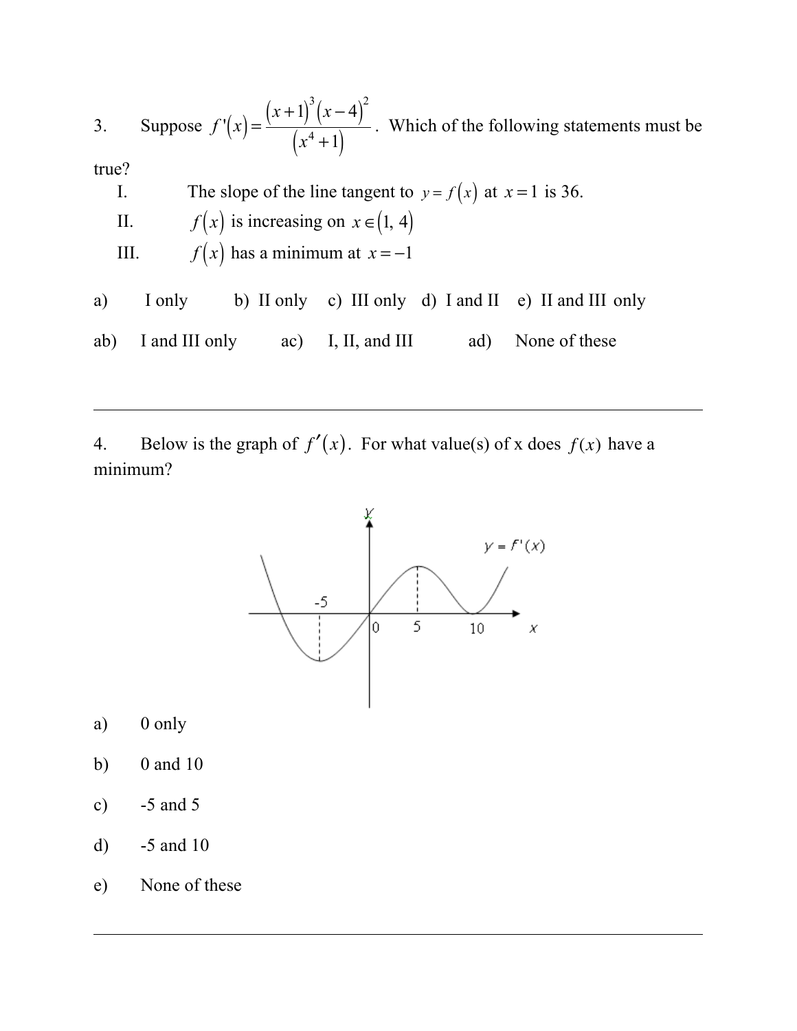3. Suppose $f'(x) = \dfrac{(x+1)^3(x-4)^2}{(x^4+1)}$. Which of the following statements must be true?

I. The slope of the line tangent to $y = f(x)$ at $x = 1$ is 36.

II. $f(x)$ is increasing on $x \in (1, 4)$

III. $f(x)$ has a minimum at $x = -1$

a) I only  b) II only  c) III only  d) I and II  e) II and III only

ab) I and III only  ac) I, II, and III  ad) None of these

---

4. Below is the graph of $f'(x)$. For what value(s) of x does $f(x)$ have a minimum?

a) 0 only

b) 0 and 10

c) -5 and 5

d) -5 and 10

e) None of these

---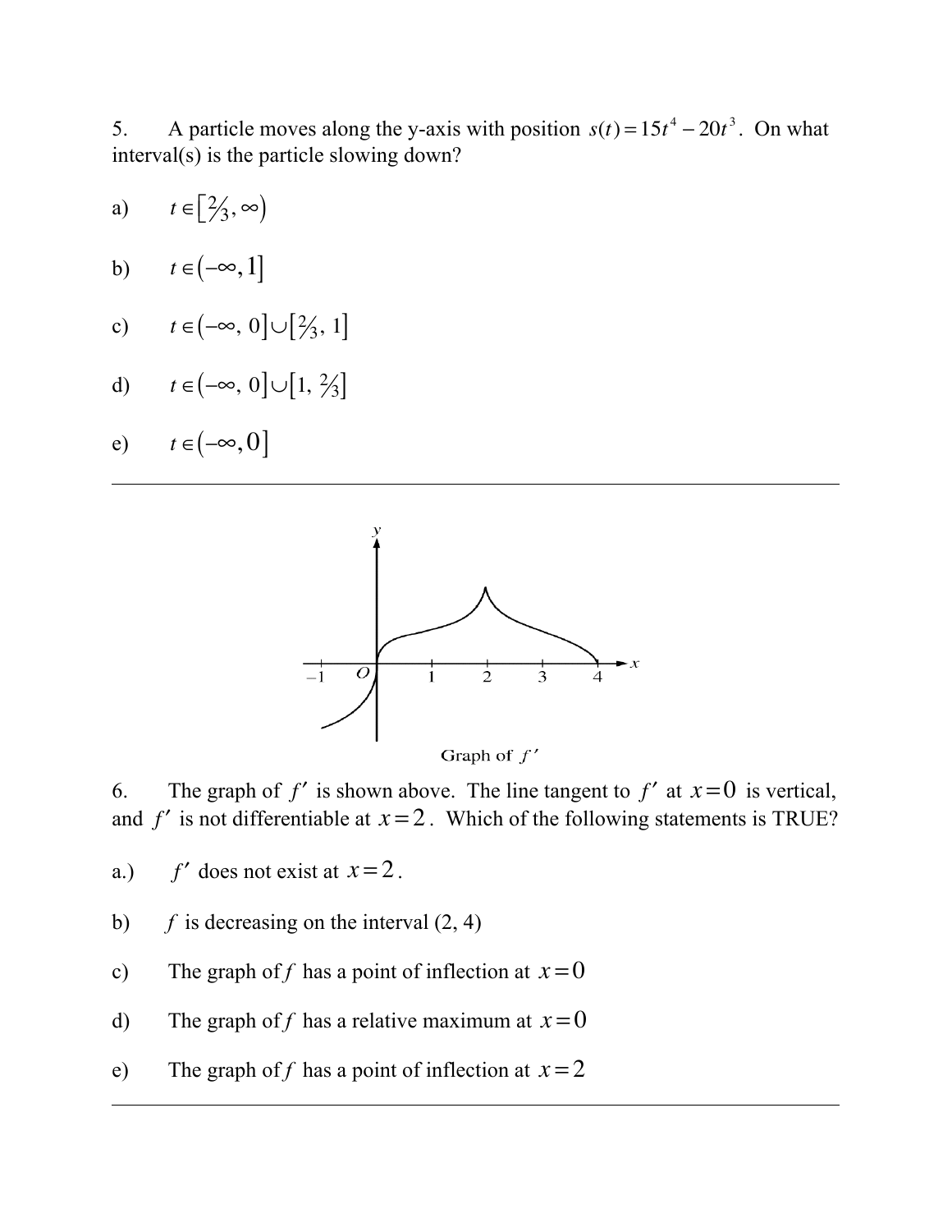5. A particle moves along the y-axis with position $s(t) = 15t^4 - 20t^3$. On what interval(s) is the particle slowing down?

a) $t \in \left[\frac{2}{3}, \infty\right)$

b) $t \in (-\infty, 1]$

c) $t \in (-\infty, 0] \cup \left[\frac{2}{3}, 1\right]$

d) $t \in (-\infty, 0] \cup \left[1, \frac{2}{3}\right]$

e) $t \in (-\infty, 0]$

---

Graph of $f'$

6. The graph of $f'$ is shown above. The line tangent to $f'$ at $x = 0$ is vertical, and $f'$ is not differentiable at $x = 2$. Which of the following statements is TRUE?

a.) $f'$ does not exist at $x = 2$.

b) $f$ is decreasing on the interval (2, 4)

c) The graph of $f$ has a point of inflection at $x = 0$

d) The graph of $f$ has a relative maximum at $x = 0$

e) The graph of $f$ has a point of inflection at $x = 2$

---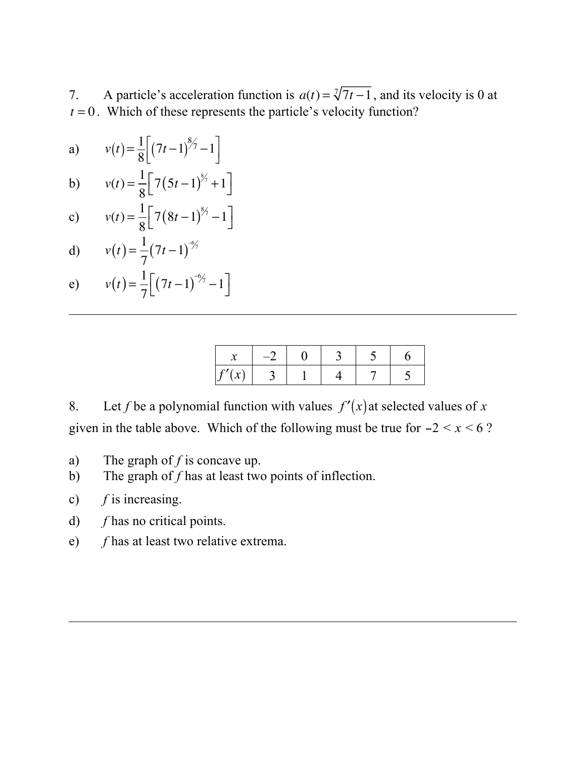7. A particle's acceleration function is $a(t) = \sqrt[7]{7t-1}$, and its velocity is 0 at $t = 0$. Which of these represents the particle's velocity function?

a) $v(t) = \frac{1}{8}\left[(7t-1)^{8/7} - 1\right]$

b) $v(t) = \frac{1}{8}\left[7(5t-1)^{8/7} + 1\right]$

c) $v(t) = \frac{1}{8}\left[7(8t-1)^{8/7} - 1\right]$

d) $v(t) = \frac{1}{7}(7t-1)^{-6/7}$

e) $v(t) = \frac{1}{7}\left[(7t-1)^{-6/7} - 1\right]$

---

| $x$ | –2 | 0 | 3 | 5 | 6 |
|---|---|---|---|---|---|
| $f'(x)$ | 3 | 1 | 4 | 7 | 5 |

8. Let $f$ be a polynomial function with values $f'(x)$ at selected values of $x$ given in the table above. Which of the following must be true for $-2 < x < 6$ ?

a) The graph of $f$ is concave up.

b) The graph of $f$ has at least two points of inflection.

c) $f$ is increasing.

d) $f$ has no critical points.

e) $f$ has at least two relative extrema.

---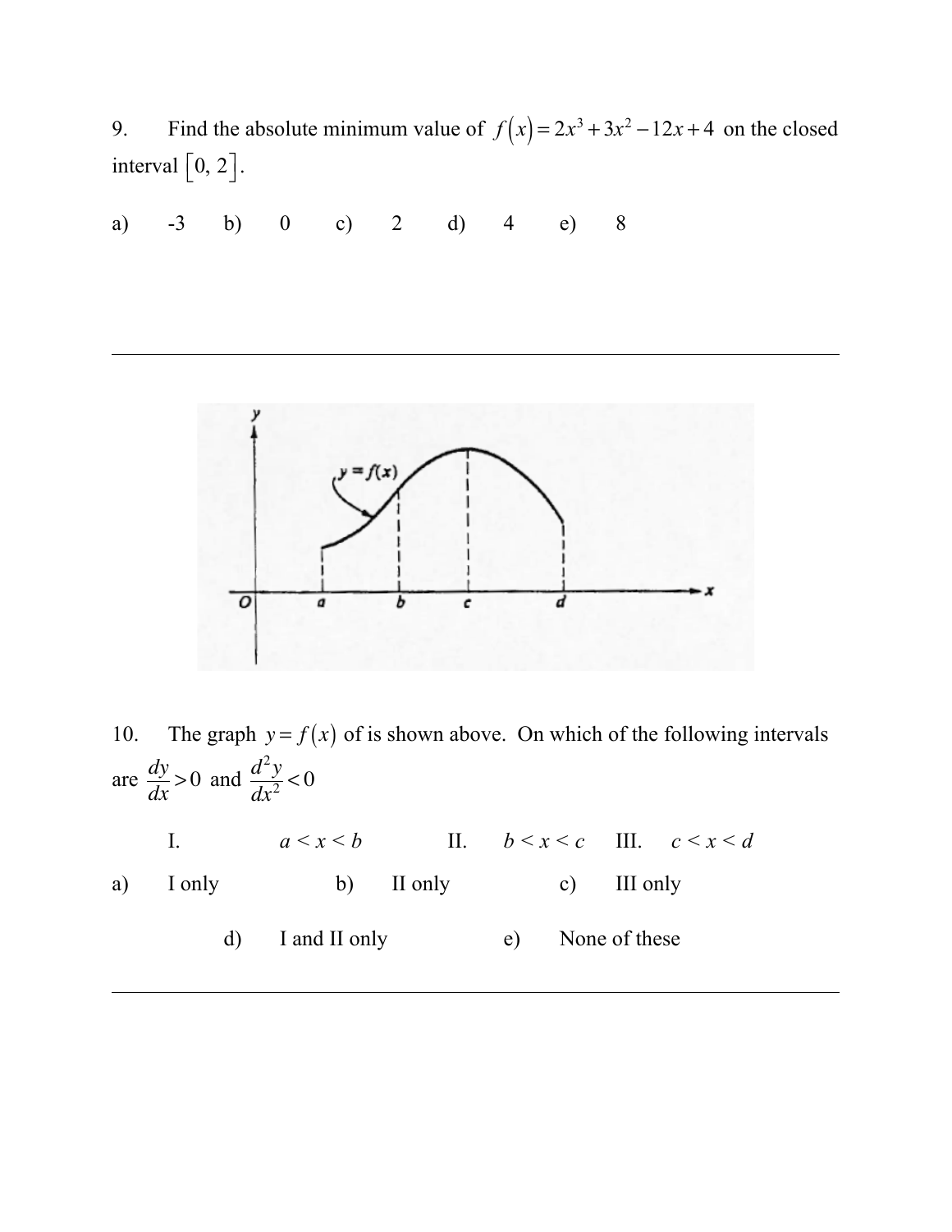9. Find the absolute minimum value of $f(x) = 2x^3 + 3x^2 - 12x + 4$ on the closed interval $[0, 2]$.

a) -3 b) 0 c) 2 d) 4 e) 8

---

10. The graph $y = f(x)$ of is shown above. On which of the following intervals are $\frac{dy}{dx} > 0$ and $\frac{d^2y}{dx^2} < 0$

I. $a < x < b$ II. $b < x < c$ III. $c < x < d$

a) I only b) II only c) III only

d) I and II only e) None of these

---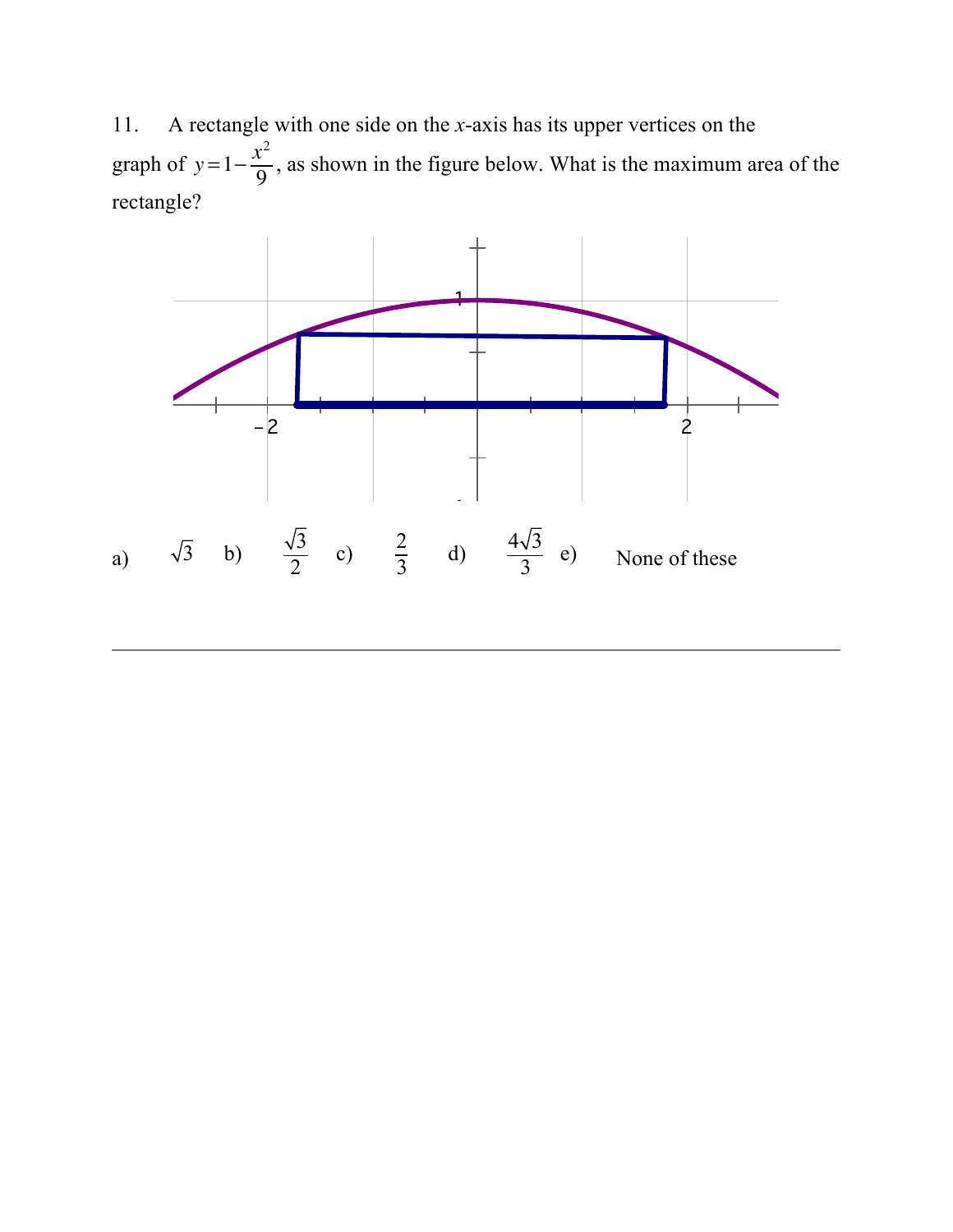11. A rectangle with one side on the $x$-axis has its upper vertices on the graph of $y = 1 - \frac{x^2}{9}$, as shown in the figure below. What is the maximum area of the rectangle?

a) $\sqrt{3}$ b) $\frac{\sqrt{3}}{2}$ c) $\frac{2}{3}$ d) $\frac{4\sqrt{3}}{3}$ e) None of these

---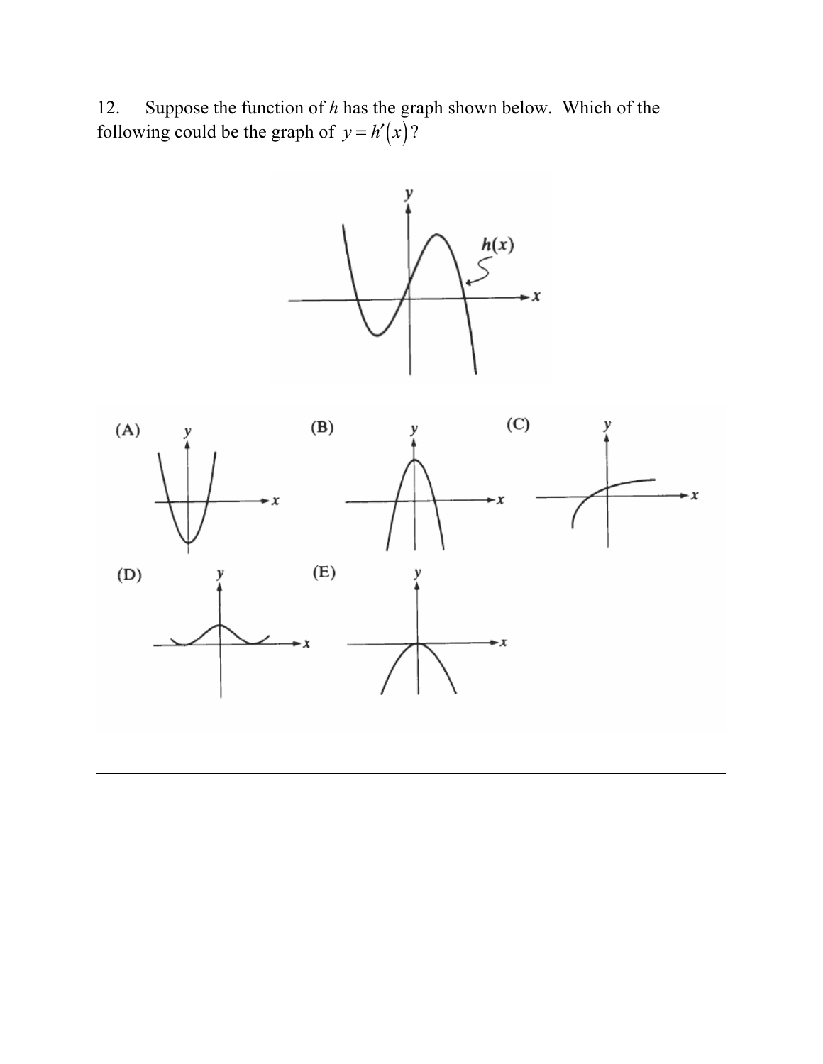12. Suppose the function of $h$ has the graph shown below. Which of the following could be the graph of $y = h'(x)$?

(A)

(B)

(C)

(D)

(E)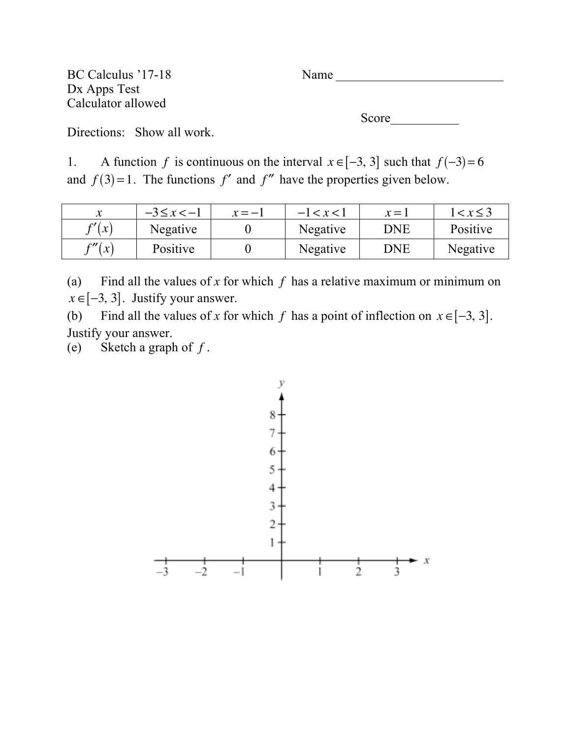BC Calculus '17-18

Dx Apps Test

Calculator allowed

Name ___________________________

Score___________

Directions: Show all work.

1. A function $f$ is continuous on the interval $x \in [-3, 3]$ such that $f(-3) = 6$ and $f(3) = 1$. The functions $f'$ and $f''$ have the properties given below.

| $x$ | $-3 \le x < -1$ | $x = -1$ | $-1 < x < 1$ | $x = 1$ | $1 < x \le 3$ |
|---|---|---|---|---|---|
| $f'(x)$ | Negative | 0 | Negative | DNE | Positive |
| $f''(x)$ | Positive | 0 | Negative | DNE | Negative |

(a) Find all the values of $x$ for which $f$ has a relative maximum or minimum on $x \in [-3, 3]$. Justify your answer.

(b) Find all the values of $x$ for which $f$ has a point of inflection on $x \in [-3, 3]$. Justify your answer.

(e) Sketch a graph of $f$.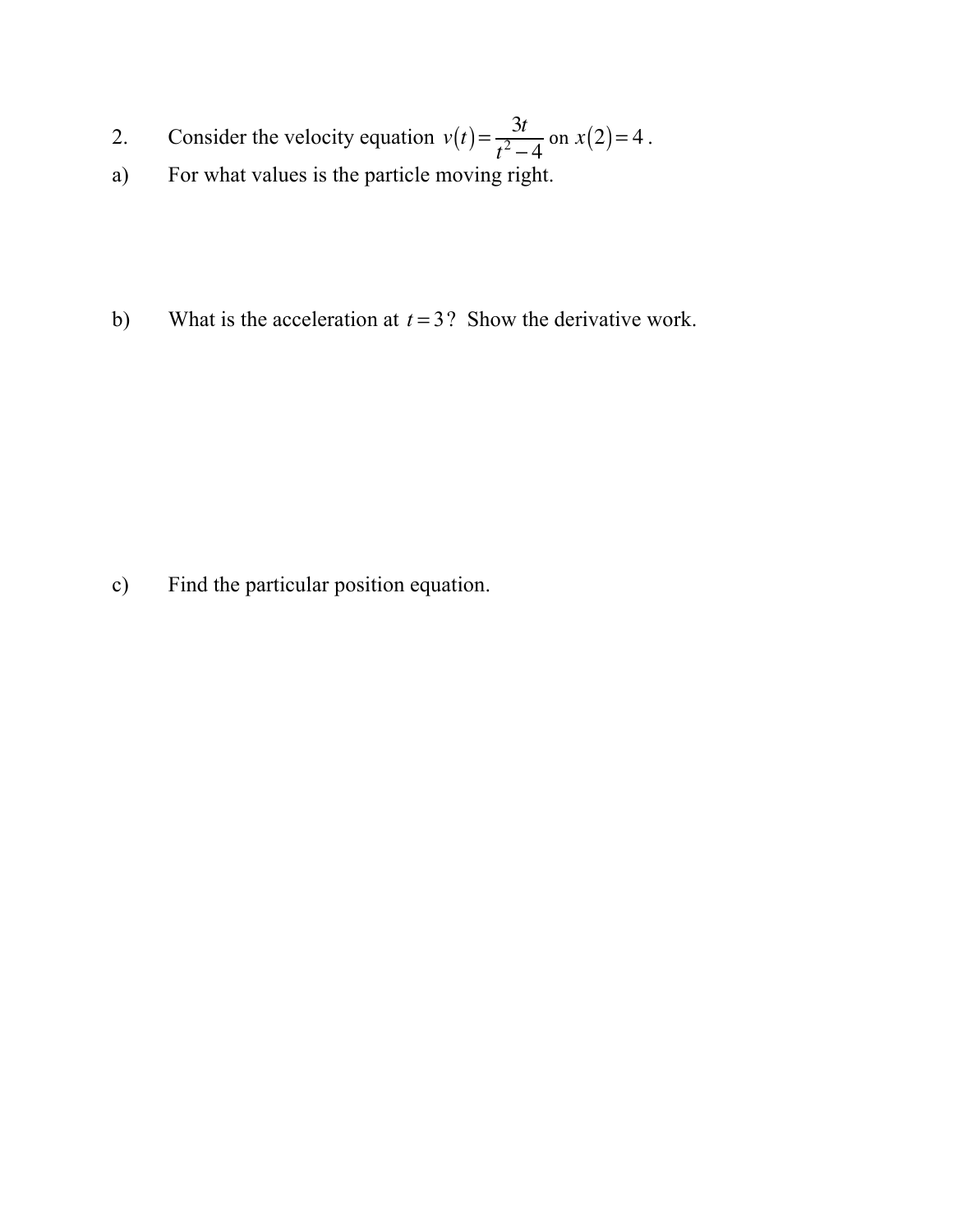2. Consider the velocity equation $v(t)=\frac{3t}{t^2-4}$ on $x(2)=4$.

a) For what values is the particle moving right.

b) What is the acceleration at $t=3$? Show the derivative work.

c) Find the particular position equation.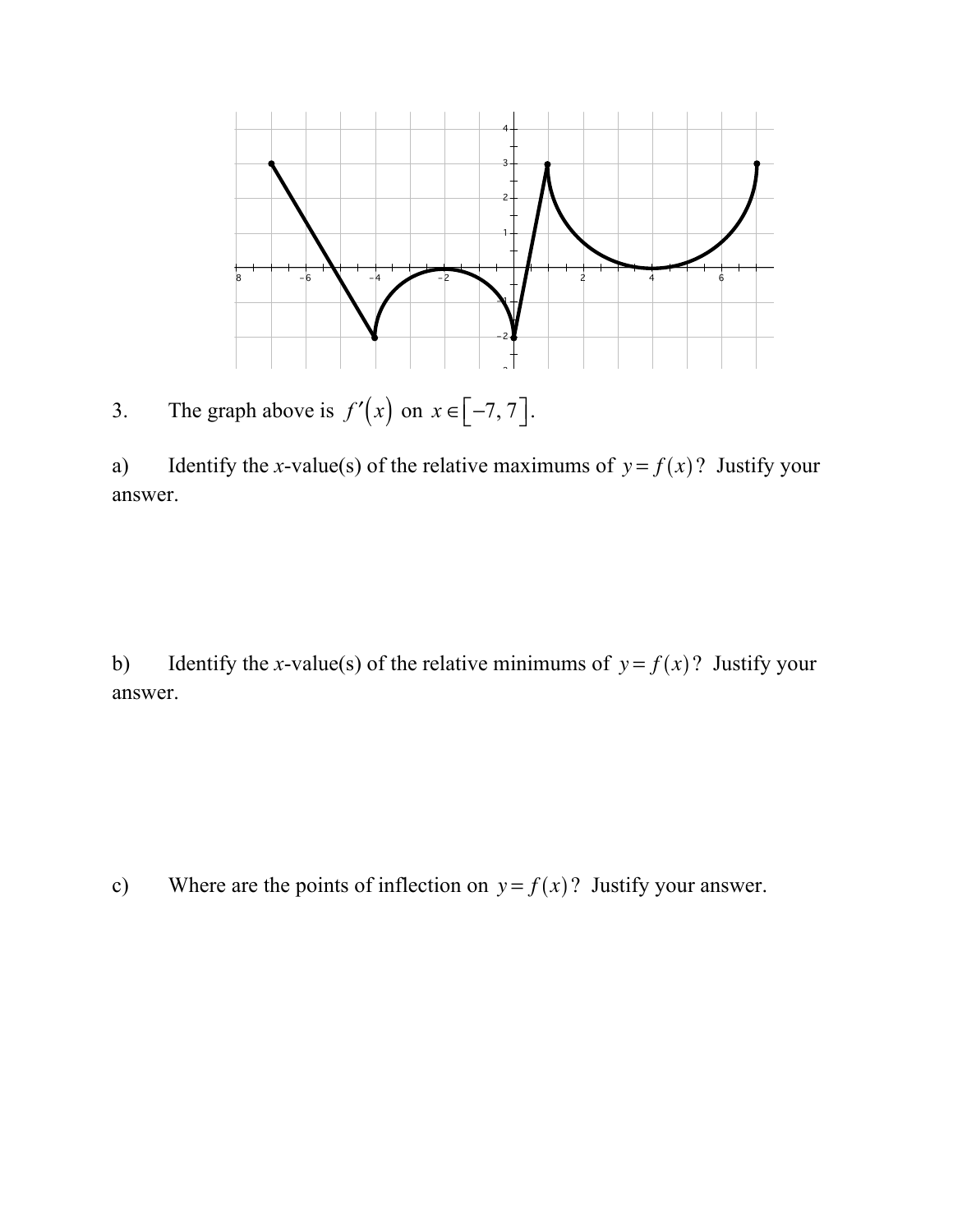4

3

2

1

-1

-2

8 -6 -4 -2 2 4 6

3. The graph above is $f'(x)$ on $x \in [-7, 7]$.

a) Identify the $x$-value(s) of the relative maximums of $y = f(x)$? Justify your answer.

b) Identify the $x$-value(s) of the relative minimums of $y = f(x)$? Justify your answer.

c) Where are the points of inflection on $y = f(x)$? Justify your answer.